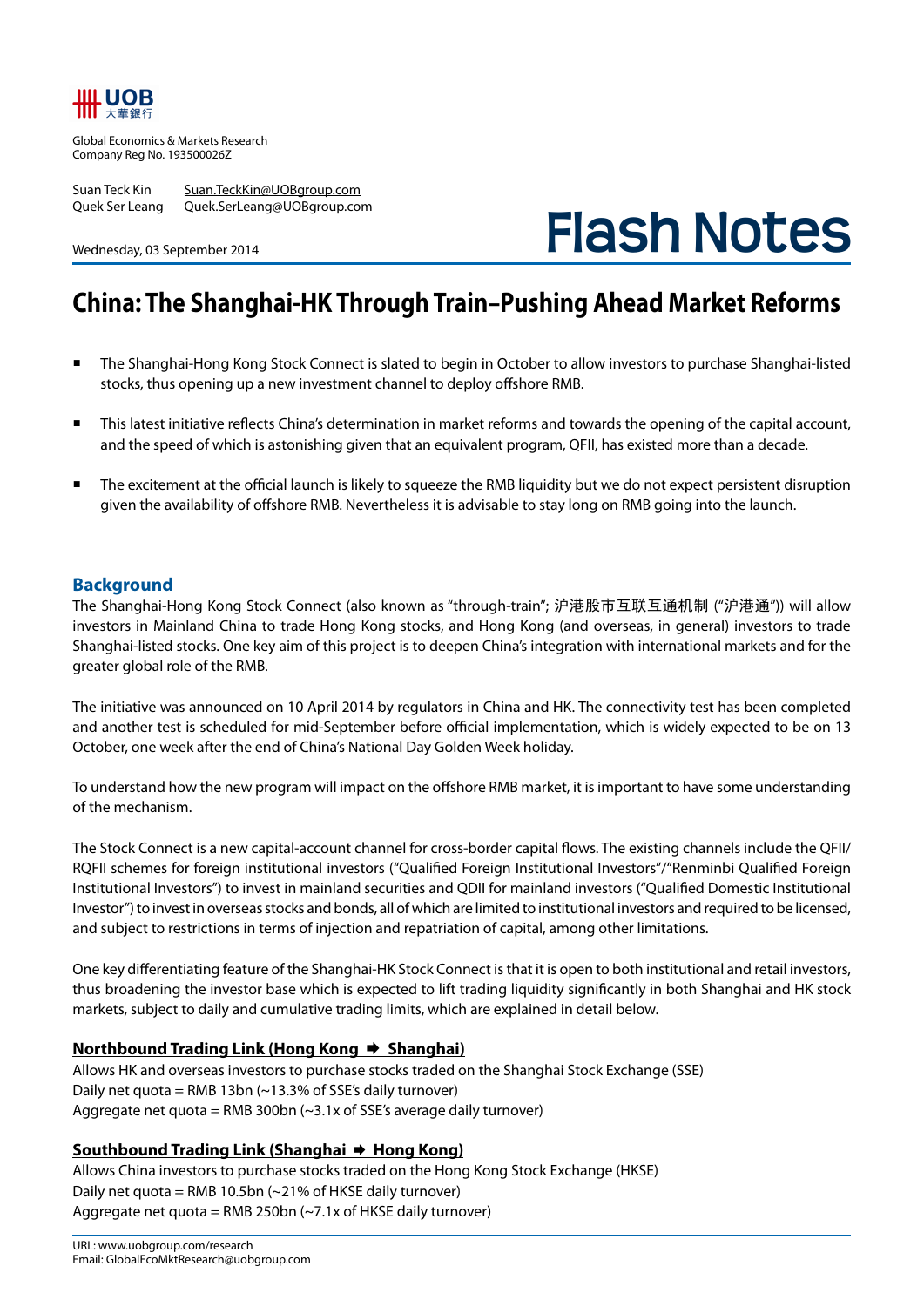UOB 大華銀行

Global Economics & Markets Research
Company Reg No. 193500026Z

Suan Teck Kin Suan.TeckKin@UOBgroup.com
Quek Ser Leang Quek.SerLeang@UOBgroup.com

Wednesday, 03 September 2014

Flash Notes

# China: The Shanghai-HK Through Train–Pushing Ahead Market Reforms

- The Shanghai-Hong Kong Stock Connect is slated to begin in October to allow investors to purchase Shanghai-listed stocks, thus opening up a new investment channel to deploy offshore RMB.
- This latest initiative reflects China's determination in market reforms and towards the opening of the capital account, and the speed of which is astonishing given that an equivalent program, QFII, has existed more than a decade.
- The excitement at the official launch is likely to squeeze the RMB liquidity but we do not expect persistent disruption given the availability of offshore RMB. Nevertheless it is advisable to stay long on RMB going into the launch.

## Background

The Shanghai-Hong Kong Stock Connect (also known as "through-train"; 沪港股市互联互通机制 ("沪港通")) will allow investors in Mainland China to trade Hong Kong stocks, and Hong Kong (and overseas, in general) investors to trade Shanghai-listed stocks. One key aim of this project is to deepen China's integration with international markets and for the greater global role of the RMB.

The initiative was announced on 10 April 2014 by regulators in China and HK. The connectivity test has been completed and another test is scheduled for mid-September before official implementation, which is widely expected to be on 13 October, one week after the end of China's National Day Golden Week holiday.

To understand how the new program will impact on the offshore RMB market, it is important to have some understanding of the mechanism.

The Stock Connect is a new capital-account channel for cross-border capital flows. The existing channels include the QFII/RQFII schemes for foreign institutional investors ("Qualified Foreign Institutional Investors"/"Renminbi Qualified Foreign Institutional Investors") to invest in mainland securities and QDII for mainland investors ("Qualified Domestic Institutional Investor") to invest in overseas stocks and bonds, all of which are limited to institutional investors and required to be licensed, and subject to restrictions in terms of injection and repatriation of capital, among other limitations.

One key differentiating feature of the Shanghai-HK Stock Connect is that it is open to both institutional and retail investors, thus broadening the investor base which is expected to lift trading liquidity significantly in both Shanghai and HK stock markets, subject to daily and cumulative trading limits, which are explained in detail below.

**Northbound Trading Link (Hong Kong ➡ Shanghai)**

Allows HK and overseas investors to purchase stocks traded on the Shanghai Stock Exchange (SSE)
Daily net quota = RMB 13bn (~13.3% of SSE's daily turnover)
Aggregate net quota = RMB 300bn (~3.1x of SSE's average daily turnover)

**Southbound Trading Link (Shanghai ➡ Hong Kong)**

Allows China investors to purchase stocks traded on the Hong Kong Stock Exchange (HKSE)
Daily net quota = RMB 10.5bn (~21% of HKSE daily turnover)
Aggregate net quota = RMB 250bn (~7.1x of HKSE daily turnover)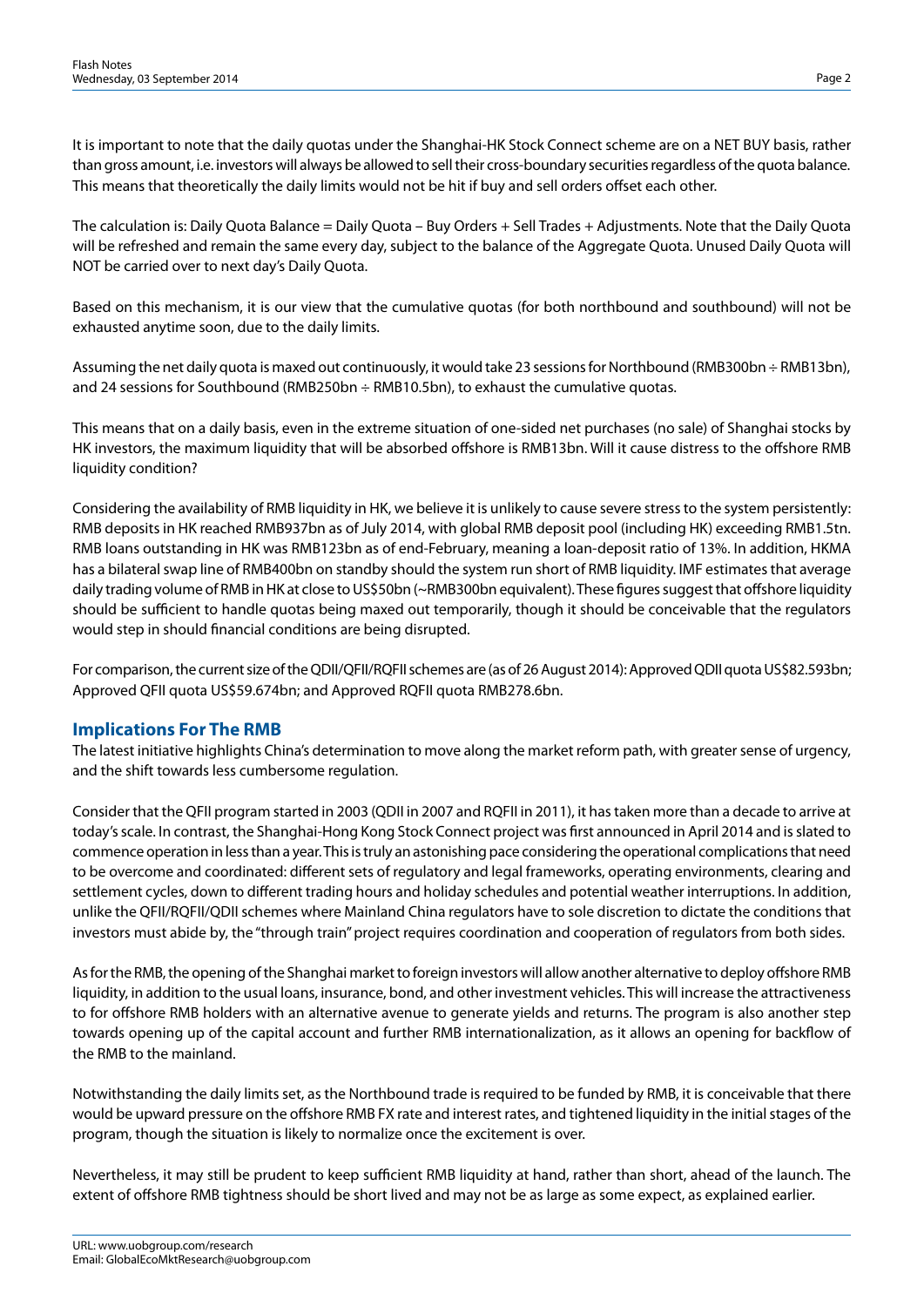It is important to note that the daily quotas under the Shanghai-HK Stock Connect scheme are on a NET BUY basis, rather than gross amount, i.e. investors will always be allowed to sell their cross-boundary securities regardless of the quota balance. This means that theoretically the daily limits would not be hit if buy and sell orders offset each other.

The calculation is: Daily Quota Balance = Daily Quota – Buy Orders + Sell Trades + Adjustments. Note that the Daily Quota will be refreshed and remain the same every day, subject to the balance of the Aggregate Quota. Unused Daily Quota will NOT be carried over to next day's Daily Quota.

Based on this mechanism, it is our view that the cumulative quotas (for both northbound and southbound) will not be exhausted anytime soon, due to the daily limits.

Assuming the net daily quota is maxed out continuously, it would take 23 sessions for Northbound (RMB300bn ÷ RMB13bn), and 24 sessions for Southbound (RMB250bn ÷ RMB10.5bn), to exhaust the cumulative quotas.

This means that on a daily basis, even in the extreme situation of one-sided net purchases (no sale) of Shanghai stocks by HK investors, the maximum liquidity that will be absorbed offshore is RMB13bn. Will it cause distress to the offshore RMB liquidity condition?

Considering the availability of RMB liquidity in HK, we believe it is unlikely to cause severe stress to the system persistently: RMB deposits in HK reached RMB937bn as of July 2014, with global RMB deposit pool (including HK) exceeding RMB1.5tn. RMB loans outstanding in HK was RMB123bn as of end-February, meaning a loan-deposit ratio of 13%. In addition, HKMA has a bilateral swap line of RMB400bn on standby should the system run short of RMB liquidity. IMF estimates that average daily trading volume of RMB in HK at close to US$50bn (~RMB300bn equivalent). These figures suggest that offshore liquidity should be sufficient to handle quotas being maxed out temporarily, though it should be conceivable that the regulators would step in should financial conditions are being disrupted.

For comparison, the current size of the QDII/QFII/RQFII schemes are (as of 26 August 2014): Approved QDII quota US$82.593bn; Approved QFII quota US$59.674bn; and Approved RQFII quota RMB278.6bn.

## Implications For The RMB

The latest initiative highlights China's determination to move along the market reform path, with greater sense of urgency, and the shift towards less cumbersome regulation.

Consider that the QFII program started in 2003 (QDII in 2007 and RQFII in 2011), it has taken more than a decade to arrive at today's scale. In contrast, the Shanghai-Hong Kong Stock Connect project was first announced in April 2014 and is slated to commence operation in less than a year. This is truly an astonishing pace considering the operational complications that need to be overcome and coordinated: different sets of regulatory and legal frameworks, operating environments, clearing and settlement cycles, down to different trading hours and holiday schedules and potential weather interruptions. In addition, unlike the QFII/RQFII/QDII schemes where Mainland China regulators have to sole discretion to dictate the conditions that investors must abide by, the "through train" project requires coordination and cooperation of regulators from both sides.

As for the RMB, the opening of the Shanghai market to foreign investors will allow another alternative to deploy offshore RMB liquidity, in addition to the usual loans, insurance, bond, and other investment vehicles. This will increase the attractiveness to for offshore RMB holders with an alternative avenue to generate yields and returns. The program is also another step towards opening up of the capital account and further RMB internationalization, as it allows an opening for backflow of the RMB to the mainland.

Notwithstanding the daily limits set, as the Northbound trade is required to be funded by RMB, it is conceivable that there would be upward pressure on the offshore RMB FX rate and interest rates, and tightened liquidity in the initial stages of the program, though the situation is likely to normalize once the excitement is over.

Nevertheless, it may still be prudent to keep sufficient RMB liquidity at hand, rather than short, ahead of the launch. The extent of offshore RMB tightness should be short lived and may not be as large as some expect, as explained earlier.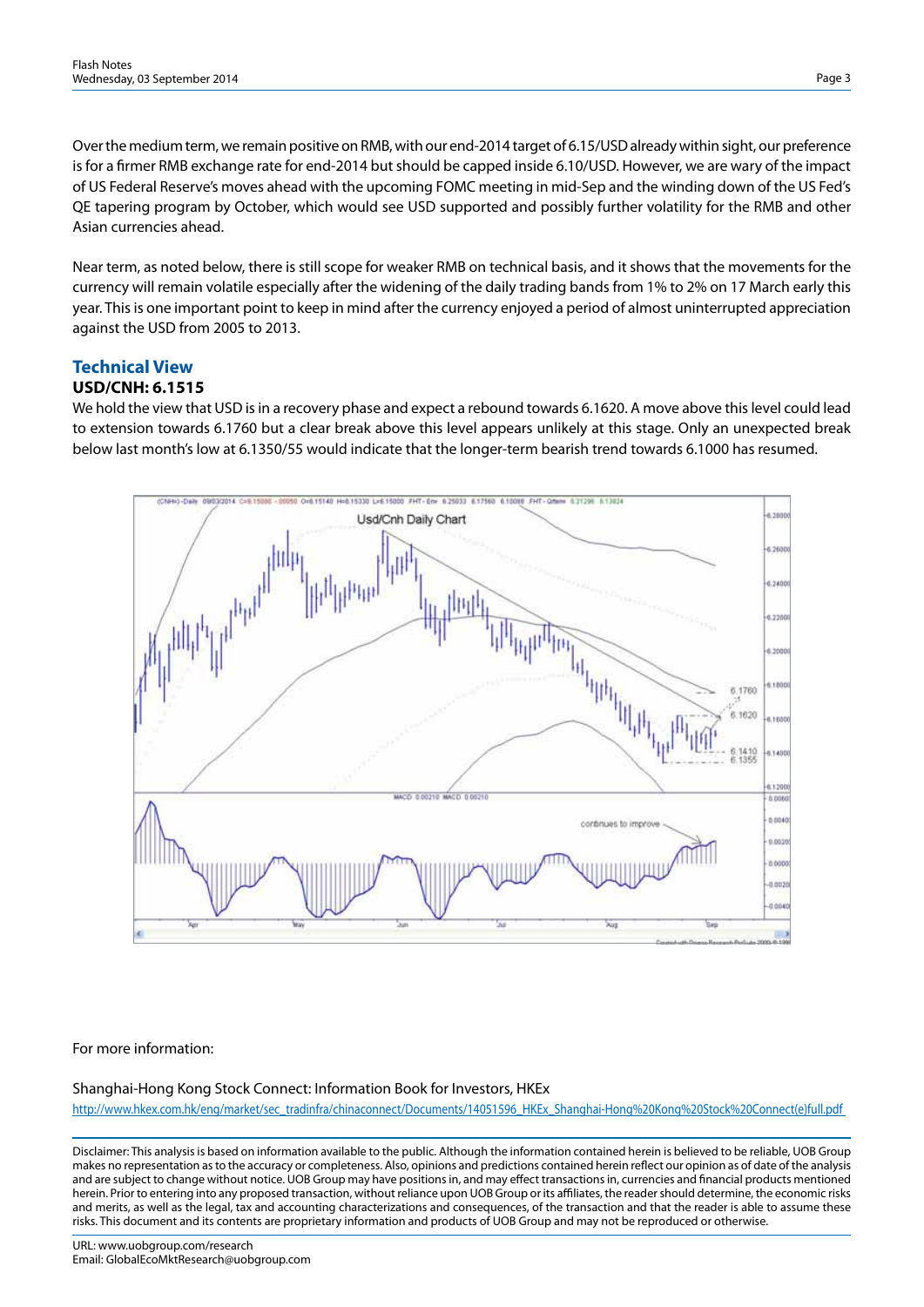Over the medium term, we remain positive on RMB, with our end-2014 target of 6.15/USD already within sight, our preference is for a firmer RMB exchange rate for end-2014 but should be capped inside 6.10/USD. However, we are wary of the impact of US Federal Reserve's moves ahead with the upcoming FOMC meeting in mid-Sep and the winding down of the US Fed's QE tapering program by October, which would see USD supported and possibly further volatility for the RMB and other Asian currencies ahead.

Near term, as noted below, there is still scope for weaker RMB on technical basis, and it shows that the movements for the currency will remain volatile especially after the widening of the daily trading bands from 1% to 2% on 17 March early this year. This is one important point to keep in mind after the currency enjoyed a period of almost uninterrupted appreciation against the USD from 2005 to 2013.

## Technical View

**USD/CNH: 6.1515**

We hold the view that USD is in a recovery phase and expect a rebound towards 6.1620. A move above this level could lead to extension towards 6.1760 but a clear break above this level appears unlikely at this stage. Only an unexpected break below last month's low at 6.1350/55 would indicate that the longer-term bearish trend towards 6.1000 has resumed.

Usd/Cnh Daily Chart

6.1760
6.1620
6.1410
6.1355

continues to improve

MACD 0.00210 MACD 0.00210

Apr May Jun Jul Aug Sep

For more information:

Shanghai-Hong Kong Stock Connect: Information Book for Investors, HKEx
http://www.hkex.com.hk/eng/market/sec_tradinfra/chinaconnect/Documents/14051596_HKEx_Shanghai-Hong%20Kong%20Stock%20Connect(e)full.pdf

Disclaimer: This analysis is based on information available to the public. Although the information contained herein is believed to be reliable, UOB Group makes no representation as to the accuracy or completeness. Also, opinions and predictions contained herein reflect our opinion as of date of the analysis and are subject to change without notice. UOB Group may have positions in, and may effect transactions in, currencies and financial products mentioned herein. Prior to entering into any proposed transaction, without reliance upon UOB Group or its affiliates, the reader should determine, the economic risks and merits, as well as the legal, tax and accounting characterizations and consequences, of the transaction and that the reader is able to assume these risks. This document and its contents are proprietary information and products of UOB Group and may not be reproduced or otherwise.

URL: www.uobgroup.com/research
Email: GlobalEcoMktResearch@uobgroup.com